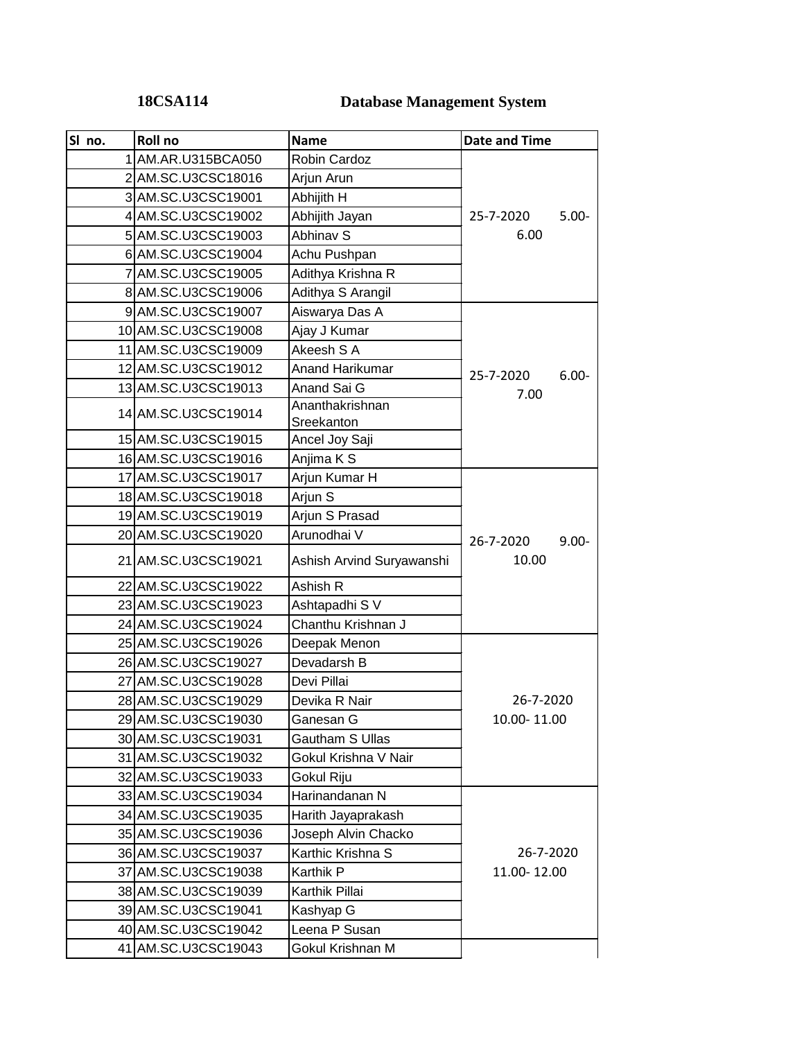**18CSA114** **Database Management System**

| Sl no. | Roll no | Name | Date and Time |
|---|---|---|---|
| 1 | AM.AR.U315BCA050 | Robin Cardoz | 25-7-2020 5.00-6.00 |
| 2 | AM.SC.U3CSC18016 | Arjun Arun | |
| 3 | AM.SC.U3CSC19001 | Abhijith H | |
| 4 | AM.SC.U3CSC19002 | Abhijith Jayan | |
| 5 | AM.SC.U3CSC19003 | Abhinav S | |
| 6 | AM.SC.U3CSC19004 | Achu Pushpan | |
| 7 | AM.SC.U3CSC19005 | Adithya Krishna R | |
| 8 | AM.SC.U3CSC19006 | Adithya S Arangil | |
| 9 | AM.SC.U3CSC19007 | Aiswarya Das A | 25-7-2020 6.00-7.00 |
| 10 | AM.SC.U3CSC19008 | Ajay J Kumar | |
| 11 | AM.SC.U3CSC19009 | Akeesh S A | |
| 12 | AM.SC.U3CSC19012 | Anand Harikumar | |
| 13 | AM.SC.U3CSC19013 | Anand Sai G | |
| 14 | AM.SC.U3CSC19014 | Ananthakrishnan Sreekanton | |
| 15 | AM.SC.U3CSC19015 | Ancel Joy Saji | |
| 16 | AM.SC.U3CSC19016 | Anjima K S | |
| 17 | AM.SC.U3CSC19017 | Arjun Kumar H | 26-7-2020 9.00-10.00 |
| 18 | AM.SC.U3CSC19018 | Arjun S | |
| 19 | AM.SC.U3CSC19019 | Arjun S Prasad | |
| 20 | AM.SC.U3CSC19020 | Arunodhai V | |
| 21 | AM.SC.U3CSC19021 | Ashish Arvind Suryawanshi | |
| 22 | AM.SC.U3CSC19022 | Ashish R | |
| 23 | AM.SC.U3CSC19023 | Ashtapadhi S V | |
| 24 | AM.SC.U3CSC19024 | Chanthu Krishnan J | |
| 25 | AM.SC.U3CSC19026 | Deepak Menon | 26-7-2020 10.00- 11.00 |
| 26 | AM.SC.U3CSC19027 | Devadarsh B | |
| 27 | AM.SC.U3CSC19028 | Devi Pillai | |
| 28 | AM.SC.U3CSC19029 | Devika R Nair | |
| 29 | AM.SC.U3CSC19030 | Ganesan G | |
| 30 | AM.SC.U3CSC19031 | Gautham S Ullas | |
| 31 | AM.SC.U3CSC19032 | Gokul Krishna V Nair | |
| 32 | AM.SC.U3CSC19033 | Gokul Riju | |
| 33 | AM.SC.U3CSC19034 | Harinandanan N | 26-7-2020 11.00- 12.00 |
| 34 | AM.SC.U3CSC19035 | Harith Jayaprakash | |
| 35 | AM.SC.U3CSC19036 | Joseph Alvin Chacko | |
| 36 | AM.SC.U3CSC19037 | Karthic Krishna S | |
| 37 | AM.SC.U3CSC19038 | Karthik P | |
| 38 | AM.SC.U3CSC19039 | Karthik Pillai | |
| 39 | AM.SC.U3CSC19041 | Kashyap G | |
| 40 | AM.SC.U3CSC19042 | Leena P Susan | |
| 41 | AM.SC.U3CSC19043 | Gokul Krishnan M | |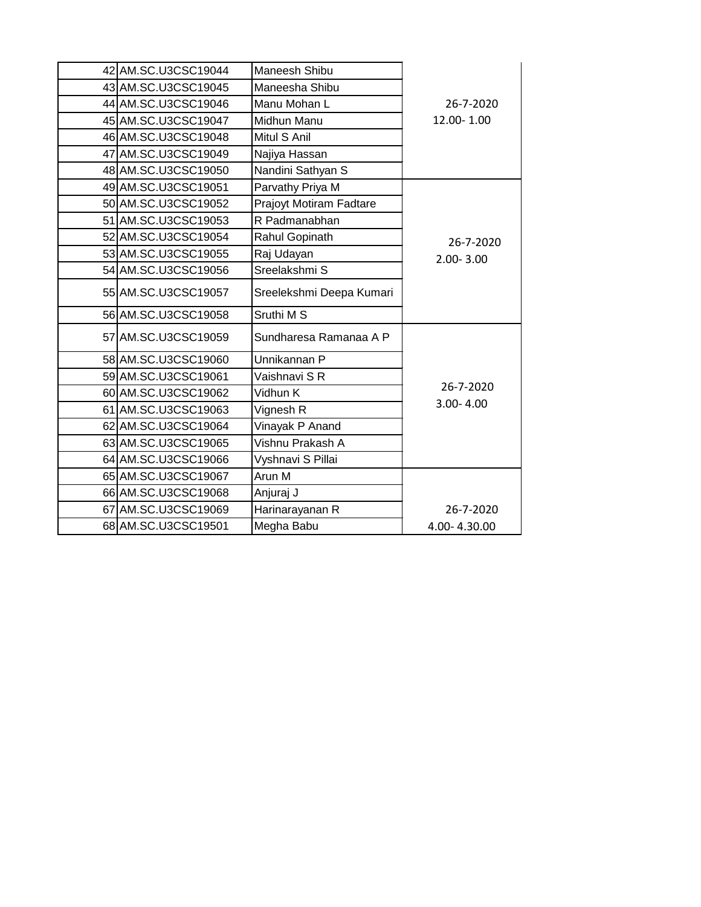| | | | |
|---|---|---|---|
| 42 | AM.SC.U3CSC19044 | Maneesh Shibu | 26-7-2020 12.00- 1.00 |
| 43 | AM.SC.U3CSC19045 | Maneesha Shibu | |
| 44 | AM.SC.U3CSC19046 | Manu Mohan L | |
| 45 | AM.SC.U3CSC19047 | Midhun Manu | |
| 46 | AM.SC.U3CSC19048 | Mitul S Anil | |
| 47 | AM.SC.U3CSC19049 | Najiya Hassan | |
| 48 | AM.SC.U3CSC19050 | Nandini Sathyan S | |
| 49 | AM.SC.U3CSC19051 | Parvathy Priya M | 26-7-2020 2.00- 3.00 |
| 50 | AM.SC.U3CSC19052 | Prajoyt Motiram Fadtare | |
| 51 | AM.SC.U3CSC19053 | R Padmanabhan | |
| 52 | AM.SC.U3CSC19054 | Rahul Gopinath | |
| 53 | AM.SC.U3CSC19055 | Raj Udayan | |
| 54 | AM.SC.U3CSC19056 | Sreelakshmi S | |
| 55 | AM.SC.U3CSC19057 | Sreelekshmi Deepa Kumari | |
| 56 | AM.SC.U3CSC19058 | Sruthi M S | |
| 57 | AM.SC.U3CSC19059 | Sundharesa Ramanaa A P | 26-7-2020 3.00- 4.00 |
| 58 | AM.SC.U3CSC19060 | Unnikannan P | |
| 59 | AM.SC.U3CSC19061 | Vaishnavi S R | |
| 60 | AM.SC.U3CSC19062 | Vidhun K | |
| 61 | AM.SC.U3CSC19063 | Vignesh R | |
| 62 | AM.SC.U3CSC19064 | Vinayak P Anand | |
| 63 | AM.SC.U3CSC19065 | Vishnu Prakash A | |
| 64 | AM.SC.U3CSC19066 | Vyshnavi S Pillai | |
| 65 | AM.SC.U3CSC19067 | Arun M | 26-7-2020 4.00- 4.30.00 |
| 66 | AM.SC.U3CSC19068 | Anjuraj J | |
| 67 | AM.SC.U3CSC19069 | Harinarayanan R | |
| 68 | AM.SC.U3CSC19501 | Megha Babu | |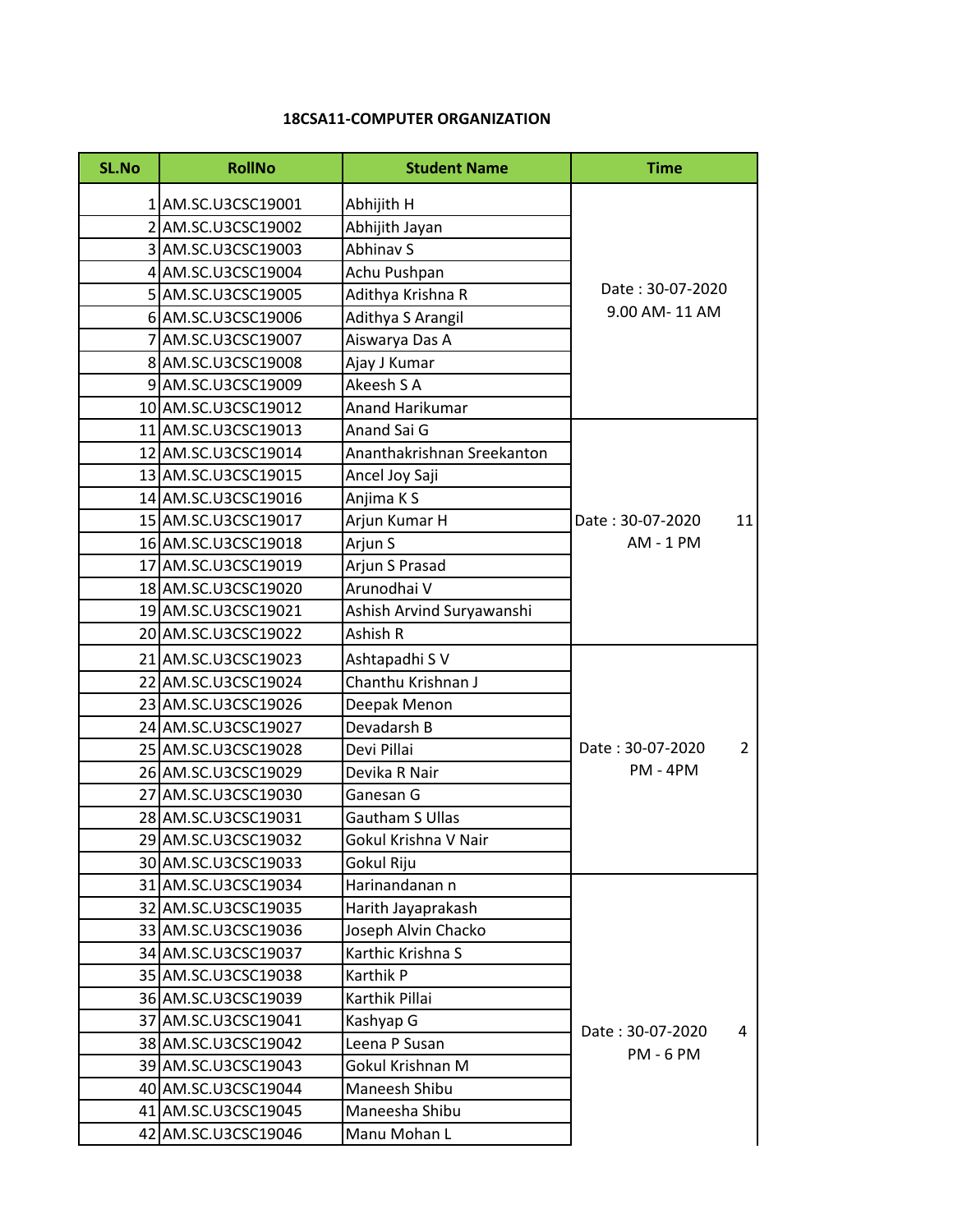**18CSA11-COMPUTER ORGANIZATION**

| SL.No | RollNo | Student Name | Time |
|---|---|---|---|
| 1 | AM.SC.U3CSC19001 | Abhijith H | Date : 30-07-2020 9.00 AM- 11 AM |
| 2 | AM.SC.U3CSC19002 | Abhijith Jayan | |
| 3 | AM.SC.U3CSC19003 | Abhinav S | |
| 4 | AM.SC.U3CSC19004 | Achu Pushpan | |
| 5 | AM.SC.U3CSC19005 | Adithya Krishna R | |
| 6 | AM.SC.U3CSC19006 | Adithya S Arangil | |
| 7 | AM.SC.U3CSC19007 | Aiswarya Das A | |
| 8 | AM.SC.U3CSC19008 | Ajay J Kumar | |
| 9 | AM.SC.U3CSC19009 | Akeesh S A | |
| 10 | AM.SC.U3CSC19012 | Anand Harikumar | |
| 11 | AM.SC.U3CSC19013 | Anand Sai G | Date : 30-07-2020 11 AM - 1 PM |
| 12 | AM.SC.U3CSC19014 | Ananthakrishnan Sreekanton | |
| 13 | AM.SC.U3CSC19015 | Ancel Joy Saji | |
| 14 | AM.SC.U3CSC19016 | Anjima K S | |
| 15 | AM.SC.U3CSC19017 | Arjun Kumar H | |
| 16 | AM.SC.U3CSC19018 | Arjun S | |
| 17 | AM.SC.U3CSC19019 | Arjun S Prasad | |
| 18 | AM.SC.U3CSC19020 | Arunodhai V | |
| 19 | AM.SC.U3CSC19021 | Ashish Arvind Suryawanshi | |
| 20 | AM.SC.U3CSC19022 | Ashish R | |
| 21 | AM.SC.U3CSC19023 | Ashtapadhi S V | Date : 30-07-2020 2 PM - 4PM |
| 22 | AM.SC.U3CSC19024 | Chanthu Krishnan J | |
| 23 | AM.SC.U3CSC19026 | Deepak Menon | |
| 24 | AM.SC.U3CSC19027 | Devadarsh B | |
| 25 | AM.SC.U3CSC19028 | Devi Pillai | |
| 26 | AM.SC.U3CSC19029 | Devika R Nair | |
| 27 | AM.SC.U3CSC19030 | Ganesan G | |
| 28 | AM.SC.U3CSC19031 | Gautham S Ullas | |
| 29 | AM.SC.U3CSC19032 | Gokul Krishna V Nair | |
| 30 | AM.SC.U3CSC19033 | Gokul Riju | |
| 31 | AM.SC.U3CSC19034 | Harinandanan n | Date : 30-07-2020 4 PM - 6 PM |
| 32 | AM.SC.U3CSC19035 | Harith Jayaprakash | |
| 33 | AM.SC.U3CSC19036 | Joseph Alvin Chacko | |
| 34 | AM.SC.U3CSC19037 | Karthic Krishna S | |
| 35 | AM.SC.U3CSC19038 | Karthik P | |
| 36 | AM.SC.U3CSC19039 | Karthik Pillai | |
| 37 | AM.SC.U3CSC19041 | Kashyap G | |
| 38 | AM.SC.U3CSC19042 | Leena P Susan | |
| 39 | AM.SC.U3CSC19043 | Gokul Krishnan M | |
| 40 | AM.SC.U3CSC19044 | Maneesh Shibu | |
| 41 | AM.SC.U3CSC19045 | Maneesha Shibu | |
| 42 | AM.SC.U3CSC19046 | Manu Mohan L | |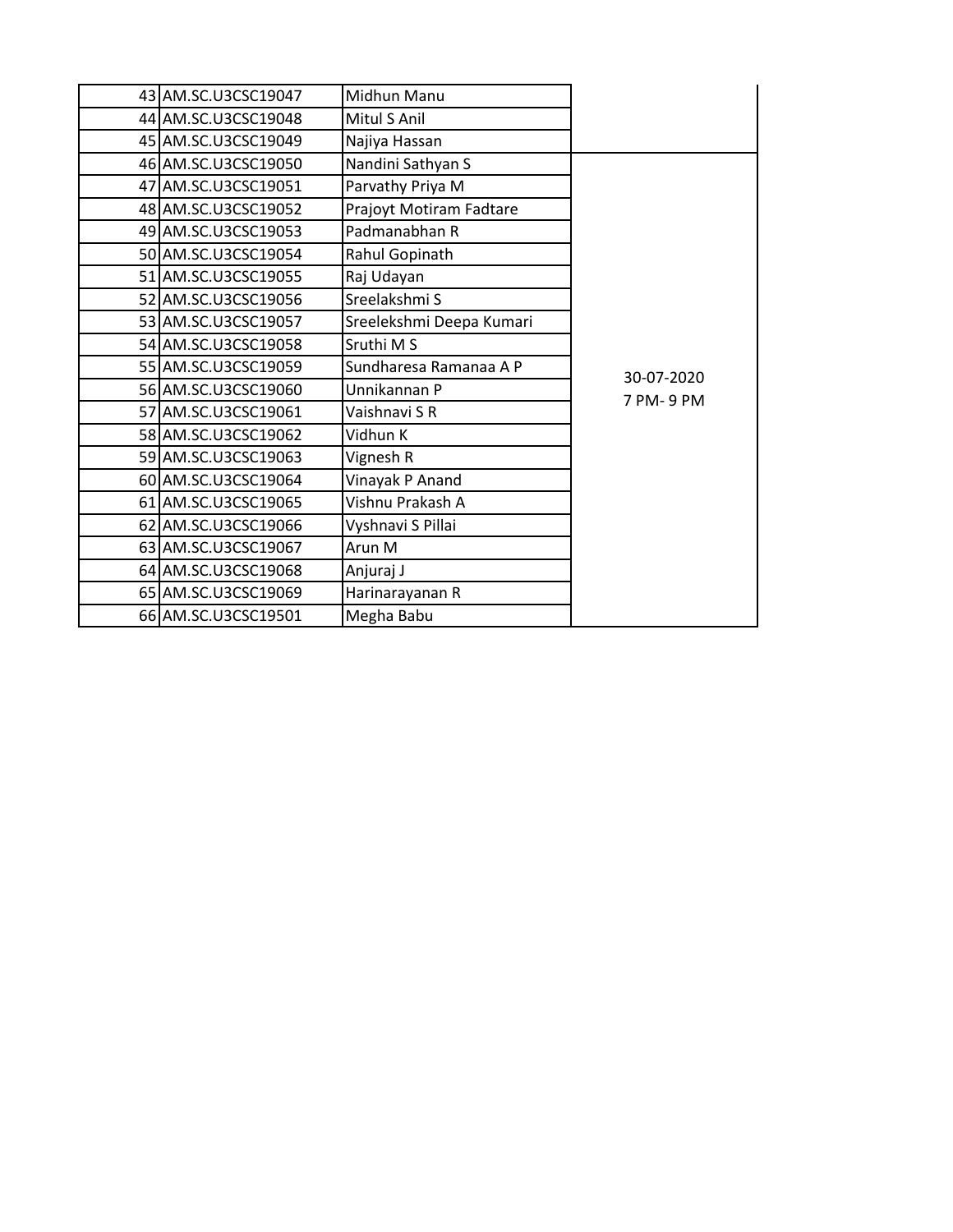| | | | |
|---|---|---|---|
| 43 | AM.SC.U3CSC19047 | Midhun Manu | |
| 44 | AM.SC.U3CSC19048 | Mitul S Anil | |
| 45 | AM.SC.U3CSC19049 | Najiya Hassan | |
| 46 | AM.SC.U3CSC19050 | Nandini Sathyan S | 30-07-2020<br>7 PM- 9 PM |
| 47 | AM.SC.U3CSC19051 | Parvathy Priya M | |
| 48 | AM.SC.U3CSC19052 | Prajoyt Motiram Fadtare | |
| 49 | AM.SC.U3CSC19053 | Padmanabhan R | |
| 50 | AM.SC.U3CSC19054 | Rahul Gopinath | |
| 51 | AM.SC.U3CSC19055 | Raj Udayan | |
| 52 | AM.SC.U3CSC19056 | Sreelakshmi S | |
| 53 | AM.SC.U3CSC19057 | Sreelekshmi Deepa Kumari | |
| 54 | AM.SC.U3CSC19058 | Sruthi M S | |
| 55 | AM.SC.U3CSC19059 | Sundharesa Ramanaa A P | |
| 56 | AM.SC.U3CSC19060 | Unnikannan P | |
| 57 | AM.SC.U3CSC19061 | Vaishnavi S R | |
| 58 | AM.SC.U3CSC19062 | Vidhun K | |
| 59 | AM.SC.U3CSC19063 | Vignesh R | |
| 60 | AM.SC.U3CSC19064 | Vinayak P Anand | |
| 61 | AM.SC.U3CSC19065 | Vishnu Prakash A | |
| 62 | AM.SC.U3CSC19066 | Vyshnavi S Pillai | |
| 63 | AM.SC.U3CSC19067 | Arun M | |
| 64 | AM.SC.U3CSC19068 | Anjuraj J | |
| 65 | AM.SC.U3CSC19069 | Harinarayanan R | |
| 66 | AM.SC.U3CSC19501 | Megha Babu | |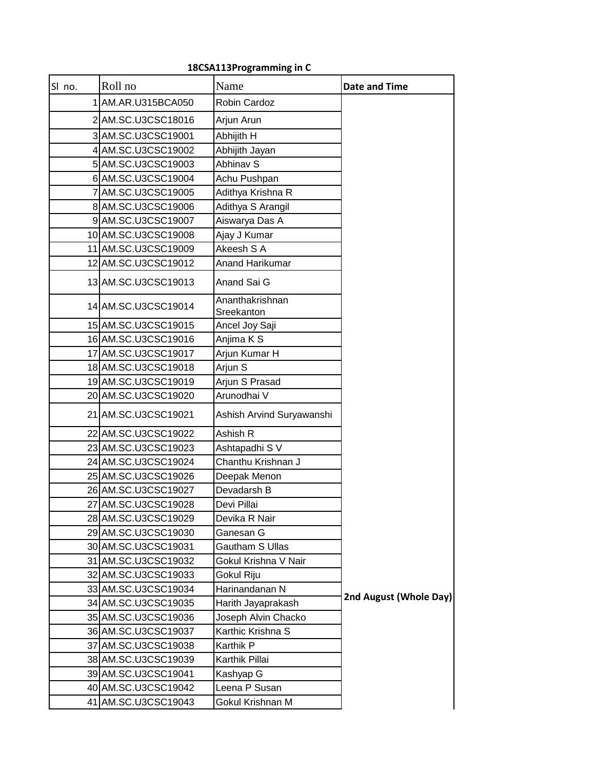**18CSA113Programming in C**

| Sl no. | Roll no | Name | Date and Time |
|---|---|---|---|
| 1 | AM.AR.U315BCA050 | Robin Cardoz | 2nd August (Whole Day) |
| 2 | AM.SC.U3CSC18016 | Arjun Arun | |
| 3 | AM.SC.U3CSC19001 | Abhijith H | |
| 4 | AM.SC.U3CSC19002 | Abhijith Jayan | |
| 5 | AM.SC.U3CSC19003 | Abhinav S | |
| 6 | AM.SC.U3CSC19004 | Achu Pushpan | |
| 7 | AM.SC.U3CSC19005 | Adithya Krishna R | |
| 8 | AM.SC.U3CSC19006 | Adithya S Arangil | |
| 9 | AM.SC.U3CSC19007 | Aiswarya Das A | |
| 10 | AM.SC.U3CSC19008 | Ajay J Kumar | |
| 11 | AM.SC.U3CSC19009 | Akeesh S A | |
| 12 | AM.SC.U3CSC19012 | Anand Harikumar | |
| 13 | AM.SC.U3CSC19013 | Anand Sai G | |
| 14 | AM.SC.U3CSC19014 | Ananthakrishnan Sreekanton | |
| 15 | AM.SC.U3CSC19015 | Ancel Joy Saji | |
| 16 | AM.SC.U3CSC19016 | Anjima K S | |
| 17 | AM.SC.U3CSC19017 | Arjun Kumar H | |
| 18 | AM.SC.U3CSC19018 | Arjun S | |
| 19 | AM.SC.U3CSC19019 | Arjun S Prasad | |
| 20 | AM.SC.U3CSC19020 | Arunodhai V | |
| 21 | AM.SC.U3CSC19021 | Ashish Arvind Suryawanshi | |
| 22 | AM.SC.U3CSC19022 | Ashish R | |
| 23 | AM.SC.U3CSC19023 | Ashtapadhi S V | |
| 24 | AM.SC.U3CSC19024 | Chanthu Krishnan J | |
| 25 | AM.SC.U3CSC19026 | Deepak Menon | |
| 26 | AM.SC.U3CSC19027 | Devadarsh B | |
| 27 | AM.SC.U3CSC19028 | Devi Pillai | |
| 28 | AM.SC.U3CSC19029 | Devika R Nair | |
| 29 | AM.SC.U3CSC19030 | Ganesan G | |
| 30 | AM.SC.U3CSC19031 | Gautham S Ullas | |
| 31 | AM.SC.U3CSC19032 | Gokul Krishna V Nair | |
| 32 | AM.SC.U3CSC19033 | Gokul Riju | |
| 33 | AM.SC.U3CSC19034 | Harinandanan N | |
| 34 | AM.SC.U3CSC19035 | Harith Jayaprakash | |
| 35 | AM.SC.U3CSC19036 | Joseph Alvin Chacko | |
| 36 | AM.SC.U3CSC19037 | Karthic Krishna S | |
| 37 | AM.SC.U3CSC19038 | Karthik P | |
| 38 | AM.SC.U3CSC19039 | Karthik Pillai | |
| 39 | AM.SC.U3CSC19041 | Kashyap G | |
| 40 | AM.SC.U3CSC19042 | Leena P Susan | |
| 41 | AM.SC.U3CSC19043 | Gokul Krishnan M | |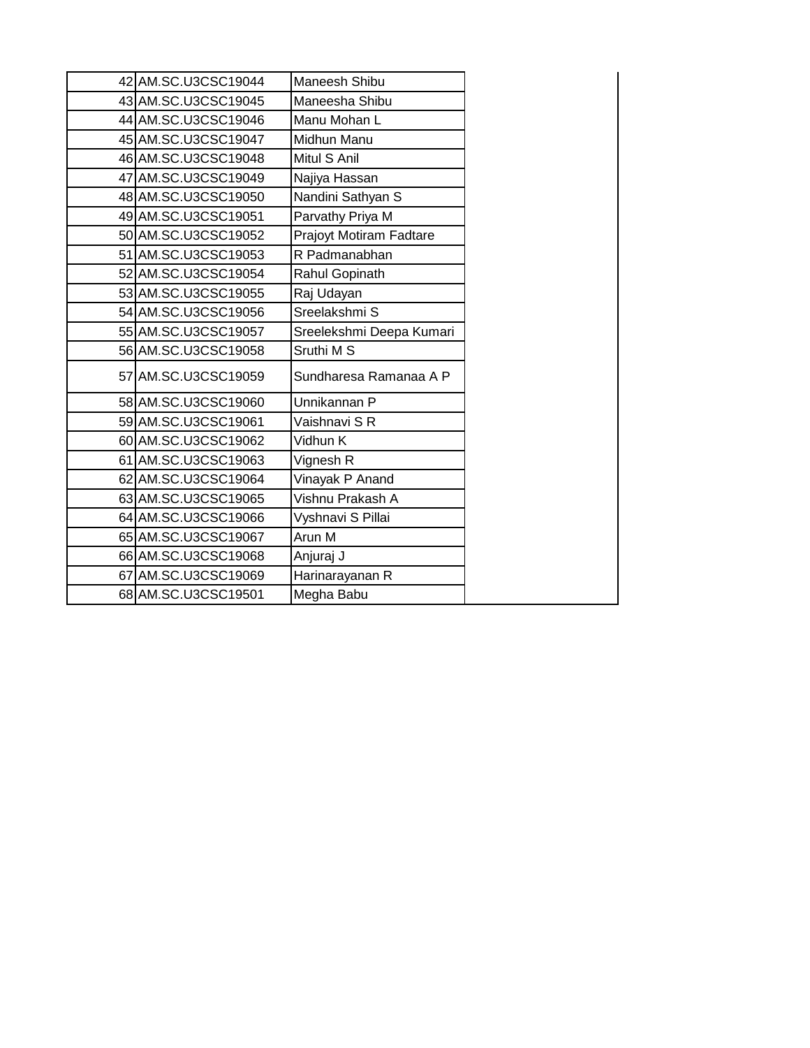| | | | |
|---|---|---|---|
| 42 | AM.SC.U3CSC19044 | Maneesh Shibu | |
| 43 | AM.SC.U3CSC19045 | Maneesha Shibu | |
| 44 | AM.SC.U3CSC19046 | Manu Mohan L | |
| 45 | AM.SC.U3CSC19047 | Midhun Manu | |
| 46 | AM.SC.U3CSC19048 | Mitul S Anil | |
| 47 | AM.SC.U3CSC19049 | Najiya Hassan | |
| 48 | AM.SC.U3CSC19050 | Nandini Sathyan S | |
| 49 | AM.SC.U3CSC19051 | Parvathy Priya M | |
| 50 | AM.SC.U3CSC19052 | Prajoyt Motiram Fadtare | |
| 51 | AM.SC.U3CSC19053 | R Padmanabhan | |
| 52 | AM.SC.U3CSC19054 | Rahul Gopinath | |
| 53 | AM.SC.U3CSC19055 | Raj Udayan | |
| 54 | AM.SC.U3CSC19056 | Sreelakshmi S | |
| 55 | AM.SC.U3CSC19057 | Sreelekshmi Deepa Kumari | |
| 56 | AM.SC.U3CSC19058 | Sruthi M S | |
| 57 | AM.SC.U3CSC19059 | Sundharesa Ramanaa A P | |
| 58 | AM.SC.U3CSC19060 | Unnikannan P | |
| 59 | AM.SC.U3CSC19061 | Vaishnavi S R | |
| 60 | AM.SC.U3CSC19062 | Vidhun K | |
| 61 | AM.SC.U3CSC19063 | Vignesh R | |
| 62 | AM.SC.U3CSC19064 | Vinayak P Anand | |
| 63 | AM.SC.U3CSC19065 | Vishnu Prakash A | |
| 64 | AM.SC.U3CSC19066 | Vyshnavi S Pillai | |
| 65 | AM.SC.U3CSC19067 | Arun M | |
| 66 | AM.SC.U3CSC19068 | Anjuraj J | |
| 67 | AM.SC.U3CSC19069 | Harinarayanan R | |
| 68 | AM.SC.U3CSC19501 | Megha Babu | |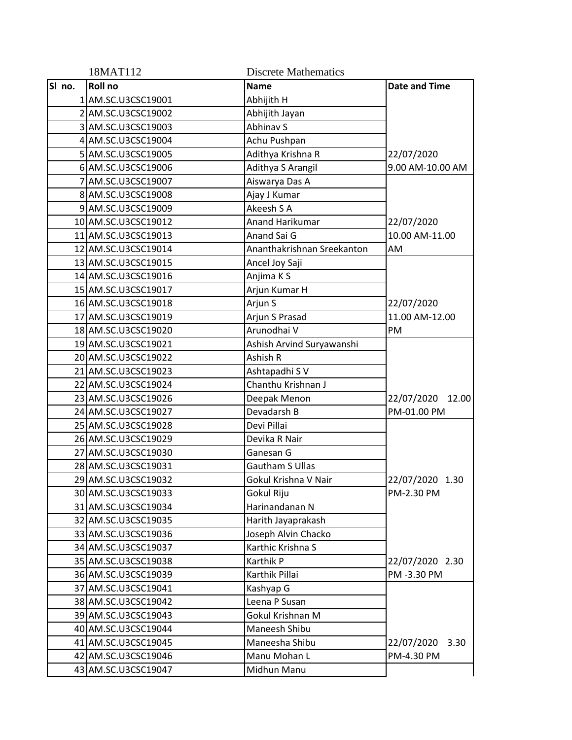18MAT112 Discrete Mathematics

| Sl no. | Roll no | Name | Date and Time |
|---|---|---|---|
| 1 | AM.SC.U3CSC19001 | Abhijith H | 22/07/2020 9.00 AM-10.00 AM |
| 2 | AM.SC.U3CSC19002 | Abhijith Jayan | |
| 3 | AM.SC.U3CSC19003 | Abhinav S | |
| 4 | AM.SC.U3CSC19004 | Achu Pushpan | |
| 5 | AM.SC.U3CSC19005 | Adithya Krishna R | |
| 6 | AM.SC.U3CSC19006 | Adithya S Arangil | |
| 7 | AM.SC.U3CSC19007 | Aiswarya Das A | 22/07/2020 10.00 AM-11.00 AM |
| 8 | AM.SC.U3CSC19008 | Ajay J Kumar | |
| 9 | AM.SC.U3CSC19009 | Akeesh S A | |
| 10 | AM.SC.U3CSC19012 | Anand Harikumar | |
| 11 | AM.SC.U3CSC19013 | Anand Sai G | |
| 12 | AM.SC.U3CSC19014 | Ananthakrishnan Sreekanton | |
| 13 | AM.SC.U3CSC19015 | Ancel Joy Saji | 22/07/2020 11.00 AM-12.00 PM |
| 14 | AM.SC.U3CSC19016 | Anjima K S | |
| 15 | AM.SC.U3CSC19017 | Arjun Kumar H | |
| 16 | AM.SC.U3CSC19018 | Arjun S | |
| 17 | AM.SC.U3CSC19019 | Arjun S Prasad | |
| 18 | AM.SC.U3CSC19020 | Arunodhai V | |
| 19 | AM.SC.U3CSC19021 | Ashish Arvind Suryawanshi | 22/07/2020 12.00 PM-01.00 PM |
| 20 | AM.SC.U3CSC19022 | Ashish R | |
| 21 | AM.SC.U3CSC19023 | Ashtapadhi S V | |
| 22 | AM.SC.U3CSC19024 | Chanthu Krishnan J | |
| 23 | AM.SC.U3CSC19026 | Deepak Menon | |
| 24 | AM.SC.U3CSC19027 | Devadarsh B | |
| 25 | AM.SC.U3CSC19028 | Devi Pillai | 22/07/2020 1.30 PM-2.30 PM |
| 26 | AM.SC.U3CSC19029 | Devika R Nair | |
| 27 | AM.SC.U3CSC19030 | Ganesan G | |
| 28 | AM.SC.U3CSC19031 | Gautham S Ullas | |
| 29 | AM.SC.U3CSC19032 | Gokul Krishna V Nair | |
| 30 | AM.SC.U3CSC19033 | Gokul Riju | |
| 31 | AM.SC.U3CSC19034 | Harinandanan N | 22/07/2020 2.30 PM -3.30 PM |
| 32 | AM.SC.U3CSC19035 | Harith Jayaprakash | |
| 33 | AM.SC.U3CSC19036 | Joseph Alvin Chacko | |
| 34 | AM.SC.U3CSC19037 | Karthic Krishna S | |
| 35 | AM.SC.U3CSC19038 | Karthik P | |
| 36 | AM.SC.U3CSC19039 | Karthik Pillai | |
| 37 | AM.SC.U3CSC19041 | Kashyap G | 22/07/2020 3.30 PM-4.30 PM |
| 38 | AM.SC.U3CSC19042 | Leena P Susan | |
| 39 | AM.SC.U3CSC19043 | Gokul Krishnan M | |
| 40 | AM.SC.U3CSC19044 | Maneesh Shibu | |
| 41 | AM.SC.U3CSC19045 | Maneesha Shibu | |
| 42 | AM.SC.U3CSC19046 | Manu Mohan L | |
| 43 | AM.SC.U3CSC19047 | Midhun Manu | |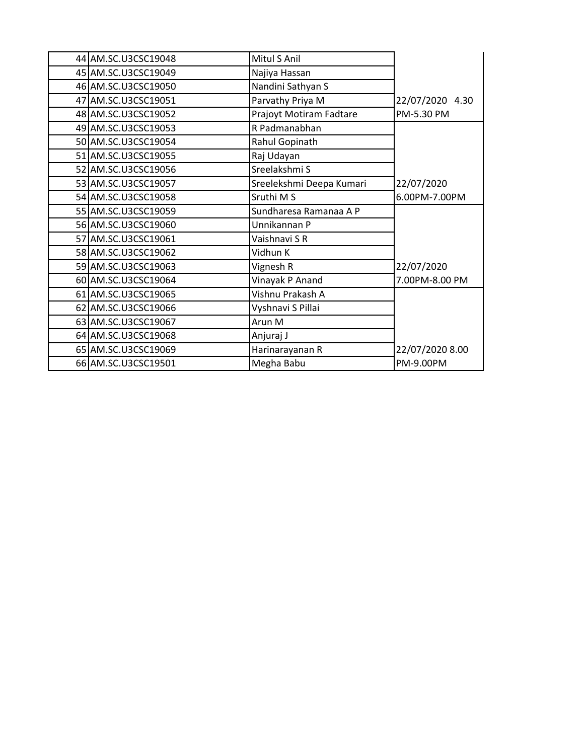| | | | |
|---|---|---|---|
| 44 | AM.SC.U3CSC19048 | Mitul S Anil | |
| 45 | AM.SC.U3CSC19049 | Najiya Hassan | |
| 46 | AM.SC.U3CSC19050 | Nandini Sathyan S | |
| 47 | AM.SC.U3CSC19051 | Parvathy Priya M | |
| 48 | AM.SC.U3CSC19052 | Prajoyt Motiram Fadtare | 22/07/2020 4.30 PM-5.30 PM |
| 49 | AM.SC.U3CSC19053 | R Padmanabhan | |
| 50 | AM.SC.U3CSC19054 | Rahul Gopinath | |
| 51 | AM.SC.U3CSC19055 | Raj Udayan | |
| 52 | AM.SC.U3CSC19056 | Sreelakshmi S | |
| 53 | AM.SC.U3CSC19057 | Sreelekshmi Deepa Kumari | |
| 54 | AM.SC.U3CSC19058 | Sruthi M S | 22/07/2020 6.00PM-7.00PM |
| 55 | AM.SC.U3CSC19059 | Sundharesa Ramanaa A P | |
| 56 | AM.SC.U3CSC19060 | Unnikannan P | |
| 57 | AM.SC.U3CSC19061 | Vaishnavi S R | |
| 58 | AM.SC.U3CSC19062 | Vidhun K | |
| 59 | AM.SC.U3CSC19063 | Vignesh R | |
| 60 | AM.SC.U3CSC19064 | Vinayak P Anand | 22/07/2020 7.00PM-8.00 PM |
| 61 | AM.SC.U3CSC19065 | Vishnu Prakash A | |
| 62 | AM.SC.U3CSC19066 | Vyshnavi S Pillai | |
| 63 | AM.SC.U3CSC19067 | Arun M | |
| 64 | AM.SC.U3CSC19068 | Anjuraj J | |
| 65 | AM.SC.U3CSC19069 | Harinarayanan R | |
| 66 | AM.SC.U3CSC19501 | Megha Babu | 22/07/2020 8.00 PM-9.00PM |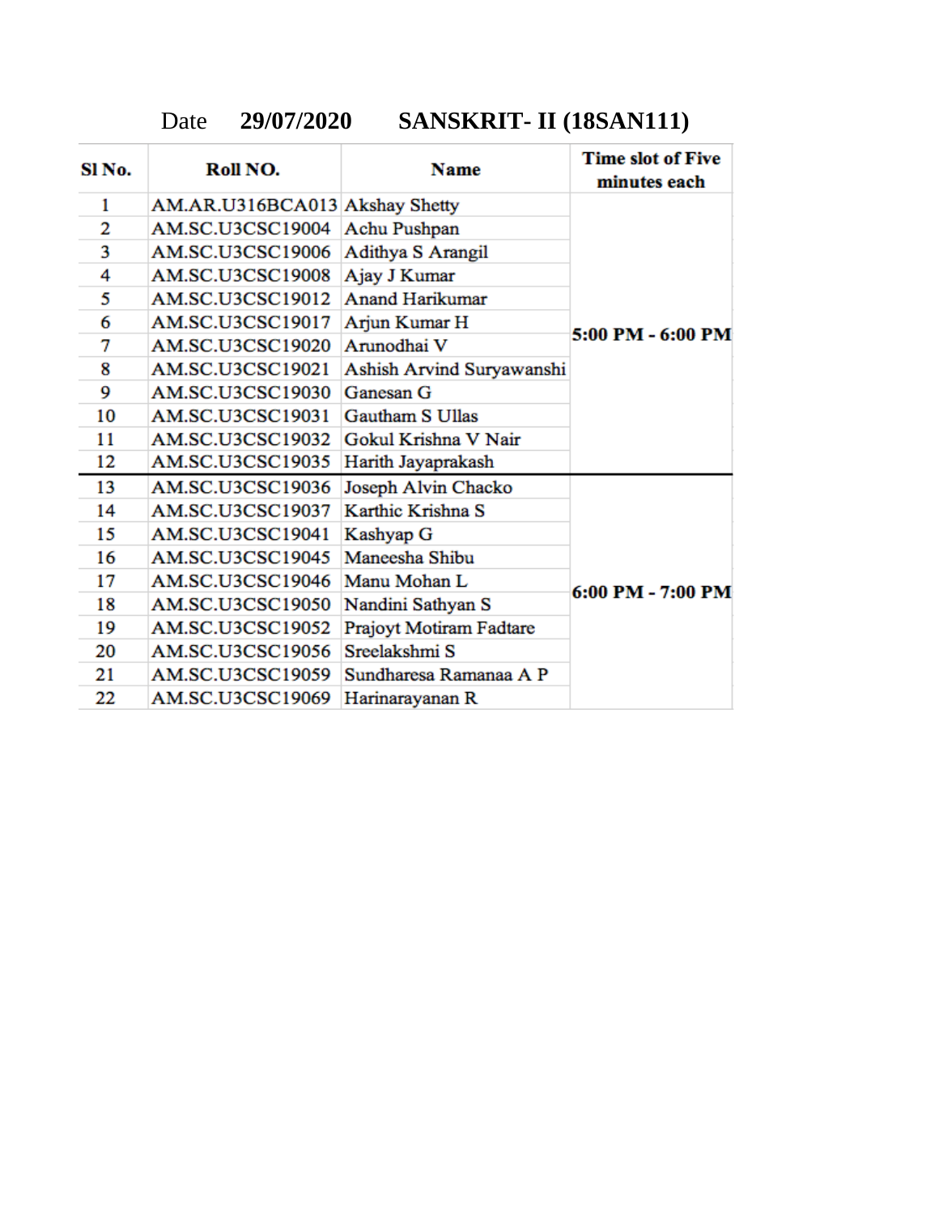Date **29/07/2020** **SANSKRIT- II (18SAN111)**

| Sl No. | Roll NO. | Name | Time slot of Five minutes each |
|---|---|---|---|
| 1 | AM.AR.U316BCA013 | Akshay Shetty | 5:00 PM - 6:00 PM |
| 2 | AM.SC.U3CSC19004 | Achu Pushpan | |
| 3 | AM.SC.U3CSC19006 | Adithya S Arangil | |
| 4 | AM.SC.U3CSC19008 | Ajay J Kumar | |
| 5 | AM.SC.U3CSC19012 | Anand Harikumar | |
| 6 | AM.SC.U3CSC19017 | Arjun Kumar H | |
| 7 | AM.SC.U3CSC19020 | Arunodhai V | |
| 8 | AM.SC.U3CSC19021 | Ashish Arvind Suryawanshi | |
| 9 | AM.SC.U3CSC19030 | Ganesan G | |
| 10 | AM.SC.U3CSC19031 | Gautham S Ullas | |
| 11 | AM.SC.U3CSC19032 | Gokul Krishna V Nair | |
| 12 | AM.SC.U3CSC19035 | Harith Jayaprakash | |
| 13 | AM.SC.U3CSC19036 | Joseph Alvin Chacko | 6:00 PM - 7:00 PM |
| 14 | AM.SC.U3CSC19037 | Karthic Krishna S | |
| 15 | AM.SC.U3CSC19041 | Kashyap G | |
| 16 | AM.SC.U3CSC19045 | Maneesha Shibu | |
| 17 | AM.SC.U3CSC19046 | Manu Mohan L | |
| 18 | AM.SC.U3CSC19050 | Nandini Sathyan S | |
| 19 | AM.SC.U3CSC19052 | Prajoyt Motiram Fadtare | |
| 20 | AM.SC.U3CSC19056 | Sreelakshmi S | |
| 21 | AM.SC.U3CSC19059 | Sundharesa Ramanaa A P | |
| 22 | AM.SC.U3CSC19069 | Harinarayanan R | |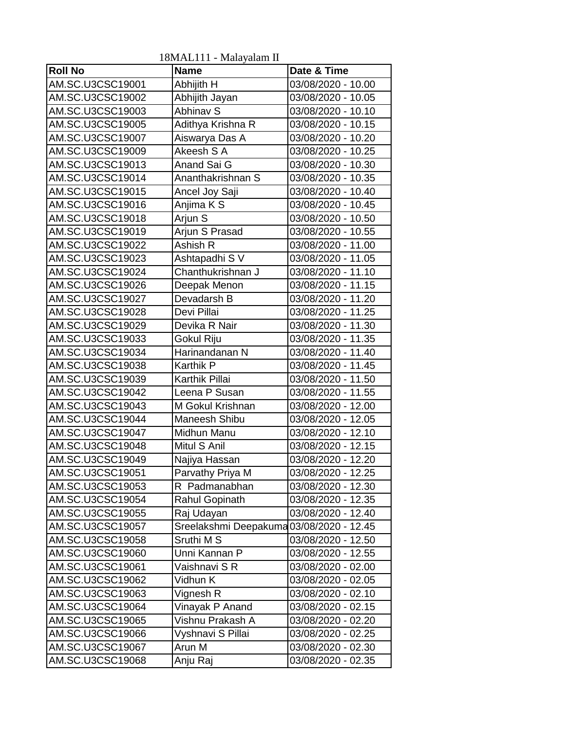18MAL111 - Malayalam II

| Roll No | Name | Date & Time |
|---|---|---|
| AM.SC.U3CSC19001 | Abhijith H | 03/08/2020 - 10.00 |
| AM.SC.U3CSC19002 | Abhijith Jayan | 03/08/2020 - 10.05 |
| AM.SC.U3CSC19003 | Abhinav S | 03/08/2020 - 10.10 |
| AM.SC.U3CSC19005 | Adithya Krishna R | 03/08/2020 - 10.15 |
| AM.SC.U3CSC19007 | Aiswarya Das A | 03/08/2020 - 10.20 |
| AM.SC.U3CSC19009 | Akeesh S A | 03/08/2020 - 10.25 |
| AM.SC.U3CSC19013 | Anand Sai G | 03/08/2020 - 10.30 |
| AM.SC.U3CSC19014 | Ananthakrishnan S | 03/08/2020 - 10.35 |
| AM.SC.U3CSC19015 | Ancel Joy Saji | 03/08/2020 - 10.40 |
| AM.SC.U3CSC19016 | Anjima K S | 03/08/2020 - 10.45 |
| AM.SC.U3CSC19018 | Arjun S | 03/08/2020 - 10.50 |
| AM.SC.U3CSC19019 | Arjun S Prasad | 03/08/2020 - 10.55 |
| AM.SC.U3CSC19022 | Ashish R | 03/08/2020 - 11.00 |
| AM.SC.U3CSC19023 | Ashtapadhi S V | 03/08/2020 - 11.05 |
| AM.SC.U3CSC19024 | Chanthukrishnan J | 03/08/2020 - 11.10 |
| AM.SC.U3CSC19026 | Deepak Menon | 03/08/2020 - 11.15 |
| AM.SC.U3CSC19027 | Devadarsh B | 03/08/2020 - 11.20 |
| AM.SC.U3CSC19028 | Devi Pillai | 03/08/2020 - 11.25 |
| AM.SC.U3CSC19029 | Devika R Nair | 03/08/2020 - 11.30 |
| AM.SC.U3CSC19033 | Gokul Riju | 03/08/2020 - 11.35 |
| AM.SC.U3CSC19034 | Harinandanan N | 03/08/2020 - 11.40 |
| AM.SC.U3CSC19038 | Karthik P | 03/08/2020 - 11.45 |
| AM.SC.U3CSC19039 | Karthik Pillai | 03/08/2020 - 11.50 |
| AM.SC.U3CSC19042 | Leena P Susan | 03/08/2020 - 11.55 |
| AM.SC.U3CSC19043 | M Gokul Krishnan | 03/08/2020 - 12.00 |
| AM.SC.U3CSC19044 | Maneesh Shibu | 03/08/2020 - 12.05 |
| AM.SC.U3CSC19047 | Midhun Manu | 03/08/2020 - 12.10 |
| AM.SC.U3CSC19048 | Mitul S Anil | 03/08/2020 - 12.15 |
| AM.SC.U3CSC19049 | Najiya Hassan | 03/08/2020 - 12.20 |
| AM.SC.U3CSC19051 | Parvathy Priya M | 03/08/2020 - 12.25 |
| AM.SC.U3CSC19053 | R Padmanabhan | 03/08/2020 - 12.30 |
| AM.SC.U3CSC19054 | Rahul Gopinath | 03/08/2020 - 12.35 |
| AM.SC.U3CSC19055 | Raj Udayan | 03/08/2020 - 12.40 |
| AM.SC.U3CSC19057 | Sreelakshmi Deepakuma | 03/08/2020 - 12.45 |
| AM.SC.U3CSC19058 | Sruthi M S | 03/08/2020 - 12.50 |
| AM.SC.U3CSC19060 | Unni Kannan P | 03/08/2020 - 12.55 |
| AM.SC.U3CSC19061 | Vaishnavi S R | 03/08/2020 - 02.00 |
| AM.SC.U3CSC19062 | Vidhun K | 03/08/2020 - 02.05 |
| AM.SC.U3CSC19063 | Vignesh R | 03/08/2020 - 02.10 |
| AM.SC.U3CSC19064 | Vinayak P Anand | 03/08/2020 - 02.15 |
| AM.SC.U3CSC19065 | Vishnu Prakash A | 03/08/2020 - 02.20 |
| AM.SC.U3CSC19066 | Vyshnavi S Pillai | 03/08/2020 - 02.25 |
| AM.SC.U3CSC19067 | Arun M | 03/08/2020 - 02.30 |
| AM.SC.U3CSC19068 | Anju Raj | 03/08/2020 - 02.35 |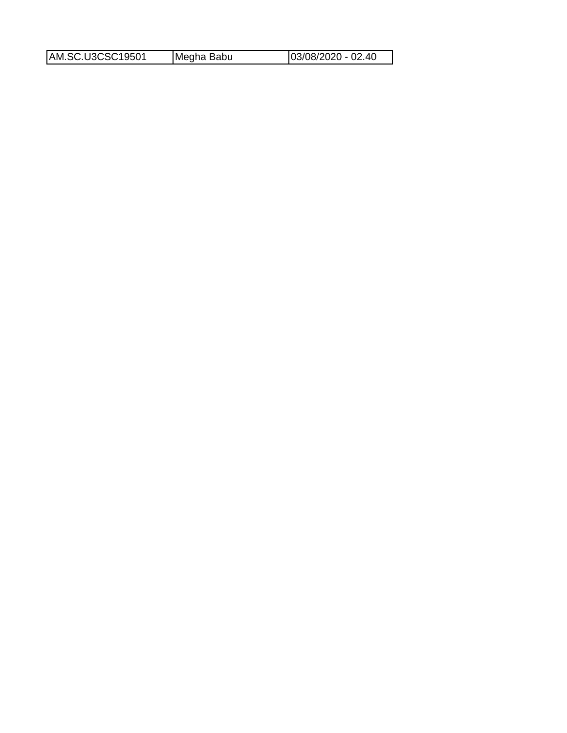| AM.SC.U3CSC19501 | Megha Babu | 03/08/2020 - 02.40 |
| --- | --- | --- |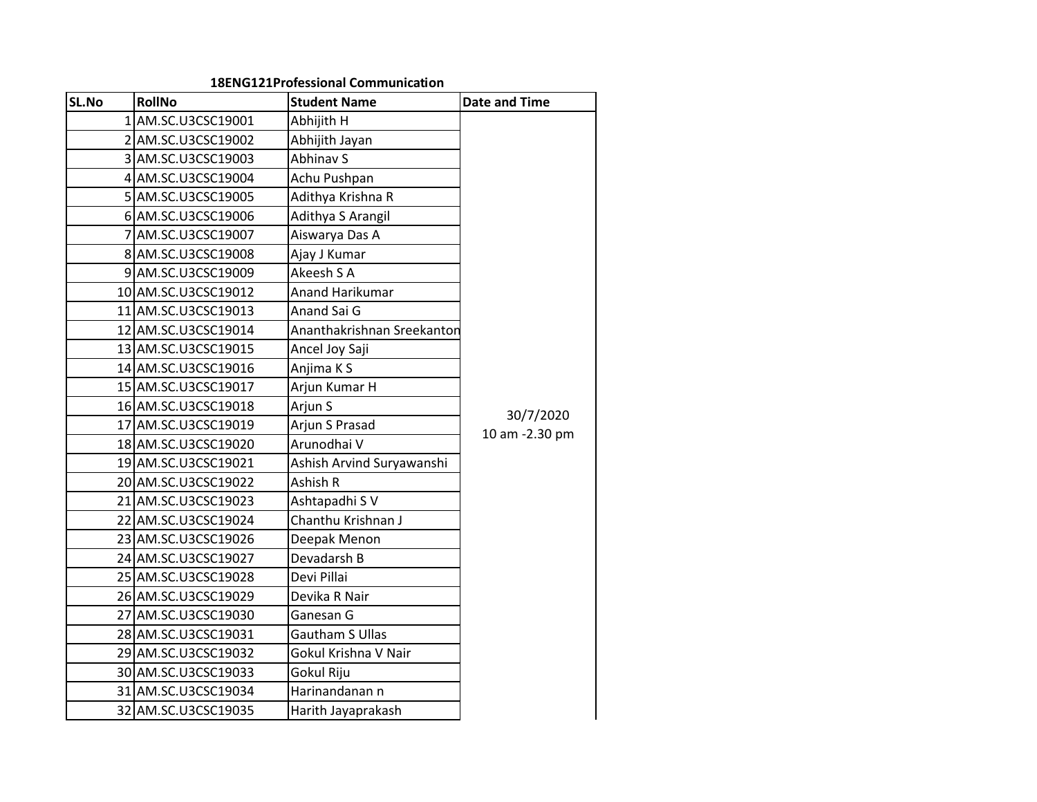**18ENG121Professional Communication**

| SL.No | RollNo | Student Name | Date and Time |
|---|---|---|---|
| 1 | AM.SC.U3CSC19001 | Abhijith H | 30/7/2020 10 am -2.30 pm |
| 2 | AM.SC.U3CSC19002 | Abhijith Jayan | |
| 3 | AM.SC.U3CSC19003 | Abhinav S | |
| 4 | AM.SC.U3CSC19004 | Achu Pushpan | |
| 5 | AM.SC.U3CSC19005 | Adithya Krishna R | |
| 6 | AM.SC.U3CSC19006 | Adithya S Arangil | |
| 7 | AM.SC.U3CSC19007 | Aiswarya Das A | |
| 8 | AM.SC.U3CSC19008 | Ajay J Kumar | |
| 9 | AM.SC.U3CSC19009 | Akeesh S A | |
| 10 | AM.SC.U3CSC19012 | Anand Harikumar | |
| 11 | AM.SC.U3CSC19013 | Anand Sai G | |
| 12 | AM.SC.U3CSC19014 | Ananthakrishnan Sreekanton | |
| 13 | AM.SC.U3CSC19015 | Ancel Joy Saji | |
| 14 | AM.SC.U3CSC19016 | Anjima K S | |
| 15 | AM.SC.U3CSC19017 | Arjun Kumar H | |
| 16 | AM.SC.U3CSC19018 | Arjun S | |
| 17 | AM.SC.U3CSC19019 | Arjun S Prasad | |
| 18 | AM.SC.U3CSC19020 | Arunodhai V | |
| 19 | AM.SC.U3CSC19021 | Ashish Arvind Suryawanshi | |
| 20 | AM.SC.U3CSC19022 | Ashish R | |
| 21 | AM.SC.U3CSC19023 | Ashtapadhi S V | |
| 22 | AM.SC.U3CSC19024 | Chanthu Krishnan J | |
| 23 | AM.SC.U3CSC19026 | Deepak Menon | |
| 24 | AM.SC.U3CSC19027 | Devadarsh B | |
| 25 | AM.SC.U3CSC19028 | Devi Pillai | |
| 26 | AM.SC.U3CSC19029 | Devika R Nair | |
| 27 | AM.SC.U3CSC19030 | Ganesan G | |
| 28 | AM.SC.U3CSC19031 | Gautham S Ullas | |
| 29 | AM.SC.U3CSC19032 | Gokul Krishna V Nair | |
| 30 | AM.SC.U3CSC19033 | Gokul Riju | |
| 31 | AM.SC.U3CSC19034 | Harinandanan n | |
| 32 | AM.SC.U3CSC19035 | Harith Jayaprakash | |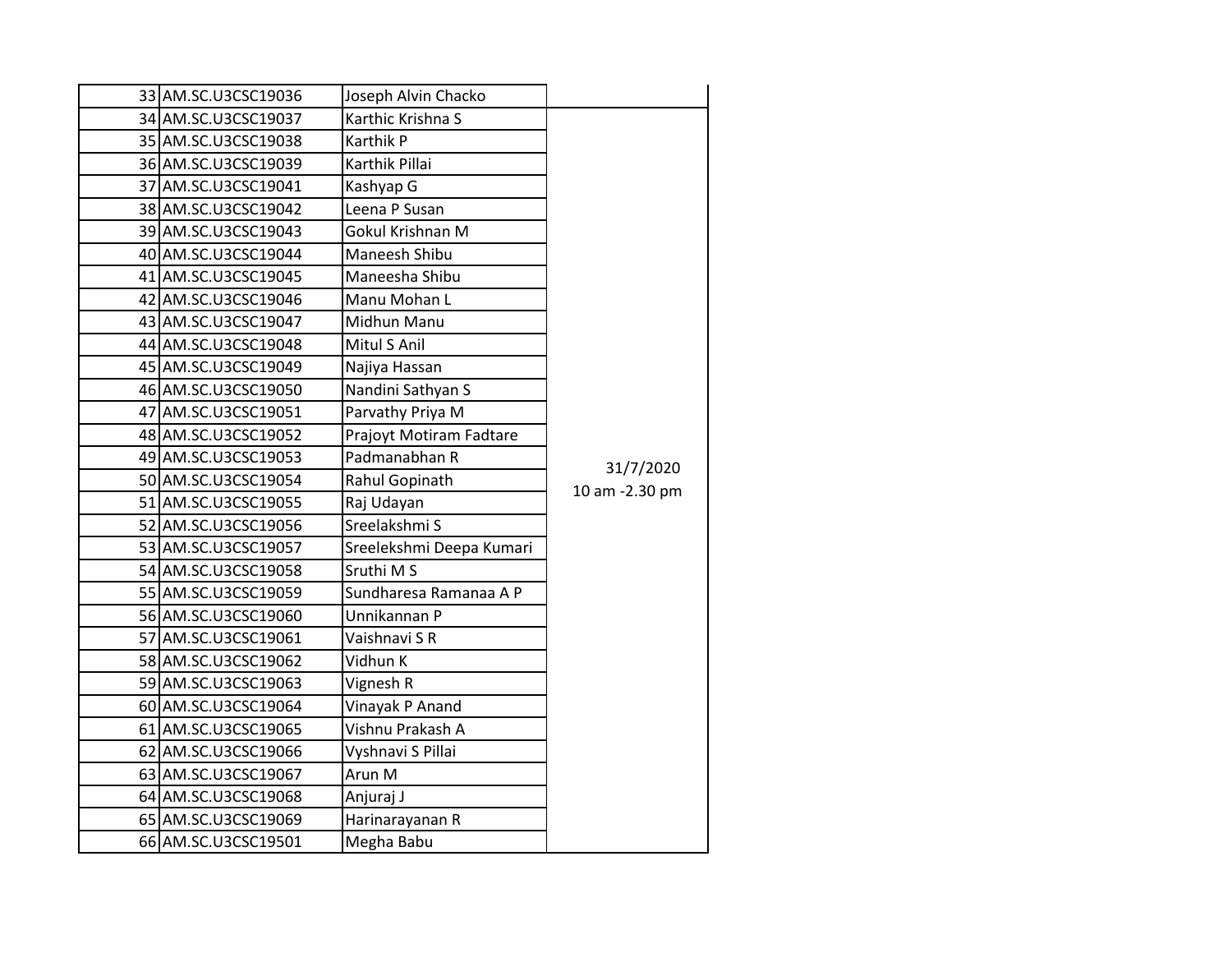| | | | |
|---|---|---|---|
| 33 | AM.SC.U3CSC19036 | Joseph Alvin Chacko | |
| 34 | AM.SC.U3CSC19037 | Karthic Krishna S | 31/7/2020 10 am -2.30 pm |
| 35 | AM.SC.U3CSC19038 | Karthik P | |
| 36 | AM.SC.U3CSC19039 | Karthik Pillai | |
| 37 | AM.SC.U3CSC19041 | Kashyap G | |
| 38 | AM.SC.U3CSC19042 | Leena P Susan | |
| 39 | AM.SC.U3CSC19043 | Gokul Krishnan M | |
| 40 | AM.SC.U3CSC19044 | Maneesh Shibu | |
| 41 | AM.SC.U3CSC19045 | Maneesha Shibu | |
| 42 | AM.SC.U3CSC19046 | Manu Mohan L | |
| 43 | AM.SC.U3CSC19047 | Midhun Manu | |
| 44 | AM.SC.U3CSC19048 | Mitul S Anil | |
| 45 | AM.SC.U3CSC19049 | Najiya Hassan | |
| 46 | AM.SC.U3CSC19050 | Nandini Sathyan S | |
| 47 | AM.SC.U3CSC19051 | Parvathy Priya M | |
| 48 | AM.SC.U3CSC19052 | Prajoyt Motiram Fadtare | |
| 49 | AM.SC.U3CSC19053 | Padmanabhan R | |
| 50 | AM.SC.U3CSC19054 | Rahul Gopinath | |
| 51 | AM.SC.U3CSC19055 | Raj Udayan | |
| 52 | AM.SC.U3CSC19056 | Sreelakshmi S | |
| 53 | AM.SC.U3CSC19057 | Sreelekshmi Deepa Kumari | |
| 54 | AM.SC.U3CSC19058 | Sruthi M S | |
| 55 | AM.SC.U3CSC19059 | Sundharesa Ramanaa A P | |
| 56 | AM.SC.U3CSC19060 | Unnikannan P | |
| 57 | AM.SC.U3CSC19061 | Vaishnavi S R | |
| 58 | AM.SC.U3CSC19062 | Vidhun K | |
| 59 | AM.SC.U3CSC19063 | Vignesh R | |
| 60 | AM.SC.U3CSC19064 | Vinayak P Anand | |
| 61 | AM.SC.U3CSC19065 | Vishnu Prakash A | |
| 62 | AM.SC.U3CSC19066 | Vyshnavi S Pillai | |
| 63 | AM.SC.U3CSC19067 | Arun M | |
| 64 | AM.SC.U3CSC19068 | Anjuraj J | |
| 65 | AM.SC.U3CSC19069 | Harinarayanan R | |
| 66 | AM.SC.U3CSC19501 | Megha Babu | |